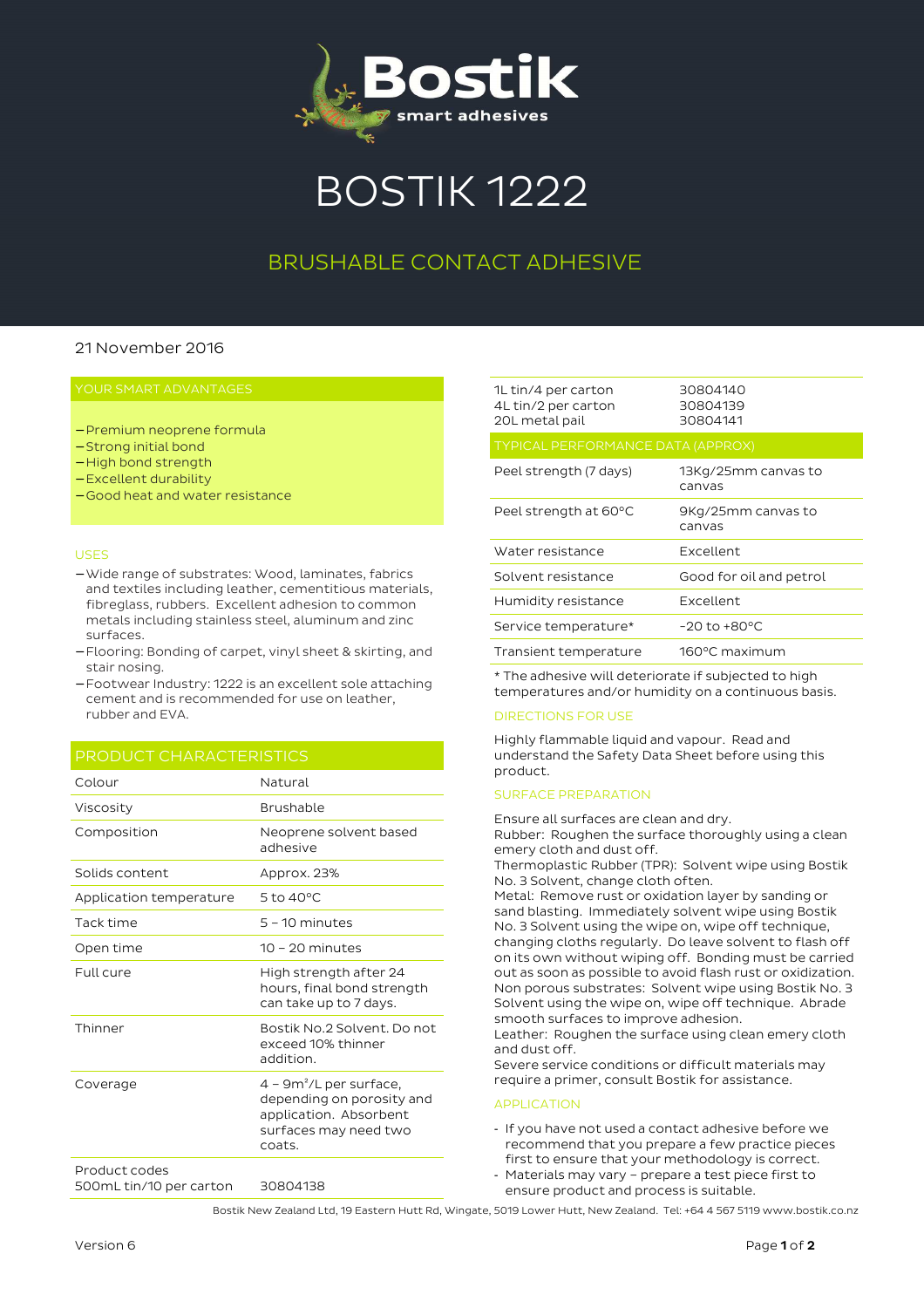# BOSTIK 1222

## BRUSHABLE CONTACT ADHESIVE

21 November 2016

### YOUR SMART ADVANTAGES

- Premium neoprene formula
- Strong initial bond
- High bond strength
- Excellent durability
- Good heat and water resistance

### USES

- Wide range of substrates: Wood, laminates, fabrics and textiles including leather, cementitious materials, fibreglass, rubbers. Excellent adhesion to common metals including stainless steel, aluminum and zinc surfaces.
- Flooring: Bonding of carpet, vinyl sheet & skirting, and stair nosing.
- Footwear Industry: 1222 is an excellent sole attaching cement and is recommended for use on leather, rubber and EVA.

### PRODUCT CHARACTERISTICS

| | |
|---|---|
| Colour | Natural |
| Viscosity | Brushable |
| Composition | Neoprene solvent based adhesive |
| Solids content | Approx. 23% |
| Application temperature | 5 to 40°C |
| Tack time | 5 – 10 minutes |
| Open time | 10 – 20 minutes |
| Full cure | High strength after 24 hours, final bond strength can take up to 7 days. |
| Thinner | Bostik No.2 Solvent. Do not exceed 10% thinner addition. |
| Coverage | 4 – 9m²/L per surface, depending on porosity and application. Absorbent surfaces may need two coats. |
| Product codes | |
| 500mL tin/10 per carton | 30804138 |
| 1L tin/4 per carton | 30804140 |
| 4L tin/2 per carton | 30804139 |
| 20L metal pail | 30804141 |

### TYPICAL PERFORMANCE DATA (APPROX)

| | |
|---|---|
| Peel strength (7 days) | 13Kg/25mm canvas to canvas |
| Peel strength at 60°C | 9Kg/25mm canvas to canvas |
| Water resistance | Excellent |
| Solvent resistance | Good for oil and petrol |
| Humidity resistance | Excellent |
| Service temperature* | -20 to +80°C |
| Transient temperature | 160°C maximum |

* The adhesive will deteriorate if subjected to high temperatures and/or humidity on a continuous basis.

### DIRECTIONS FOR USE

Highly flammable liquid and vapour. Read and understand the Safety Data Sheet before using this product.

### SURFACE PREPARATION

Ensure all surfaces are clean and dry.
Rubber: Roughen the surface thoroughly using a clean emery cloth and dust off.
Thermoplastic Rubber (TPR): Solvent wipe using Bostik No. 3 Solvent, change cloth often.
Metal: Remove rust or oxidation layer by sanding or sand blasting. Immediately solvent wipe using Bostik No. 3 Solvent using the wipe on, wipe off technique, changing cloths regularly. Do leave solvent to flash off on its own without wiping off. Bonding must be carried out as soon as possible to avoid flash rust or oxidization.
Non porous substrates: Solvent wipe using Bostik No. 3 Solvent using the wipe on, wipe off technique. Abrade smooth surfaces to improve adhesion.
Leather: Roughen the surface using clean emery cloth and dust off.
Severe service conditions or difficult materials may require a primer, consult Bostik for assistance.

### APPLICATION

- If you have not used a contact adhesive before we recommend that you prepare a few practice pieces first to ensure that your methodology is correct.
- Materials may vary – prepare a test piece first to ensure product and process is suitable.

Bostik New Zealand Ltd, 19 Eastern Hutt Rd, Wingate, 5019 Lower Hutt, New Zealand. Tel: +64 4 567 5119 www.bostik.co.nz

Version 6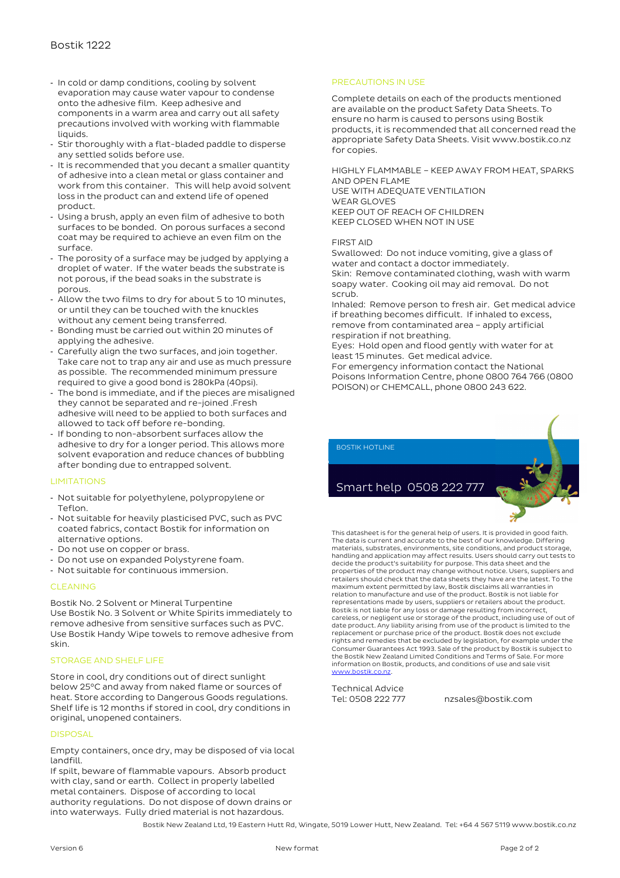- In cold or damp conditions, cooling by solvent evaporation may cause water vapour to condense onto the adhesive film. Keep adhesive and components in a warm area and carry out all safety precautions involved with working with flammable liquids.
- Stir thoroughly with a flat-bladed paddle to disperse any settled solids before use.
- It is recommended that you decant a smaller quantity of adhesive into a clean metal or glass container and work from this container. This will help avoid solvent loss in the product can and extend life of opened product.
- Using a brush, apply an even film of adhesive to both surfaces to be bonded. On porous surfaces a second coat may be required to achieve an even film on the surface.
- The porosity of a surface may be judged by applying a droplet of water. If the water beads the substrate is not porous, if the bead soaks in the substrate is porous.
- Allow the two films to dry for about 5 to 10 minutes, or until they can be touched with the knuckles without any cement being transferred.
- Bonding must be carried out within 20 minutes of applying the adhesive.
- Carefully align the two surfaces, and join together. Take care not to trap any air and use as much pressure as possible. The recommended minimum pressure required to give a good bond is 280kPa (40psi).
- The bond is immediate, and if the pieces are misaligned they cannot be separated and re-joined .Fresh adhesive will need to be applied to both surfaces and allowed to tack off before re-bonding.
- If bonding to non-absorbent surfaces allow the adhesive to dry for a longer period. This allows more solvent evaporation and reduce chances of bubbling after bonding due to entrapped solvent.

## LIMITATIONS

- Not suitable for polyethylene, polypropylene or Teflon.
- Not suitable for heavily plasticised PVC, such as PVC coated fabrics, contact Bostik for information on alternative options.
- Do not use on copper or brass.
- Do not use on expanded Polystyrene foam.
- Not suitable for continuous immersion.

## CLEANING

Bostik No. 2 Solvent or Mineral Turpentine
Use Bostik No. 3 Solvent or White Spirits immediately to remove adhesive from sensitive surfaces such as PVC.
Use Bostik Handy Wipe towels to remove adhesive from skin.

## STORAGE AND SHELF LIFE

Store in cool, dry conditions out of direct sunlight below 25°C and away from naked flame or sources of heat. Store according to Dangerous Goods regulations. Shelf life is 12 months if stored in cool, dry conditions in original, unopened containers.

## DISPOSAL

Empty containers, once dry, may be disposed of via local landfill.
If spilt, beware of flammable vapours. Absorb product with clay, sand or earth. Collect in properly labelled metal containers. Dispose of according to local authority regulations. Do not dispose of down drains or into waterways. Fully dried material is not hazardous.

## PRECAUTIONS IN USE

Complete details on each of the products mentioned are available on the product Safety Data Sheets. To ensure no harm is caused to persons using Bostik products, it is recommended that all concerned read the appropriate Safety Data Sheets. Visit www.bostik.co.nz for copies.

HIGHLY FLAMMABLE – KEEP AWAY FROM HEAT, SPARKS AND OPEN FLAME
USE WITH ADEQUATE VENTILATION
WEAR GLOVES
KEEP OUT OF REACH OF CHILDREN
KEEP CLOSED WHEN NOT IN USE

FIRST AID
Swallowed: Do not induce vomiting, give a glass of water and contact a doctor immediately.
Skin: Remove contaminated clothing, wash with warm soapy water. Cooking oil may aid removal. Do not scrub.
Inhaled: Remove person to fresh air. Get medical advice if breathing becomes difficult. If inhaled to excess, remove from contaminated area – apply artificial respiration if not breathing.
Eyes: Hold open and flood gently with water for at least 15 minutes. Get medical advice.
For emergency information contact the National Poisons Information Centre, phone 0800 764 766 (0800 POISON) or CHEMCALL, phone 0800 243 622.

BOSTIK HOTLINE

Smart help 0508 222 777

This datasheet is for the general help of users. It is provided in good faith. The data is current and accurate to the best of our knowledge. Differing materials, substrates, environments, site conditions, and product storage, handling and application may affect results. Users should carry out tests to decide the product's suitability for purpose. This data sheet and the properties of the product may change without notice. Users, suppliers and retailers should check that the data sheets they have are the latest. To the maximum extent permitted by law, Bostik disclaims all warranties in relation to manufacture and use of the product. Bostik is not liable for representations made by users, suppliers or retailers about the product. Bostik is not liable for any loss or damage resulting from incorrect, careless, or negligent use or storage of the product, including use of out of date product. Any liability arising from use of the product is limited to the replacement or purchase price of the product. Bostik does not exclude rights and remedies that be excluded by legislation, for example under the Consumer Guarantees Act 1993. Sale of the product by Bostik is subject to the Bostik New Zealand Limited Conditions and Terms of Sale. For more information on Bostik, products, and conditions of use and sale visit www.bostik.co.nz.

Technical Advice
Tel: 0508 222 777 nzsales@bostik.com

Bostik New Zealand Ltd, 19 Eastern Hutt Rd, Wingate, 5019 Lower Hutt, New Zealand. Tel: +64 4 567 5119 www.bostik.co.nz